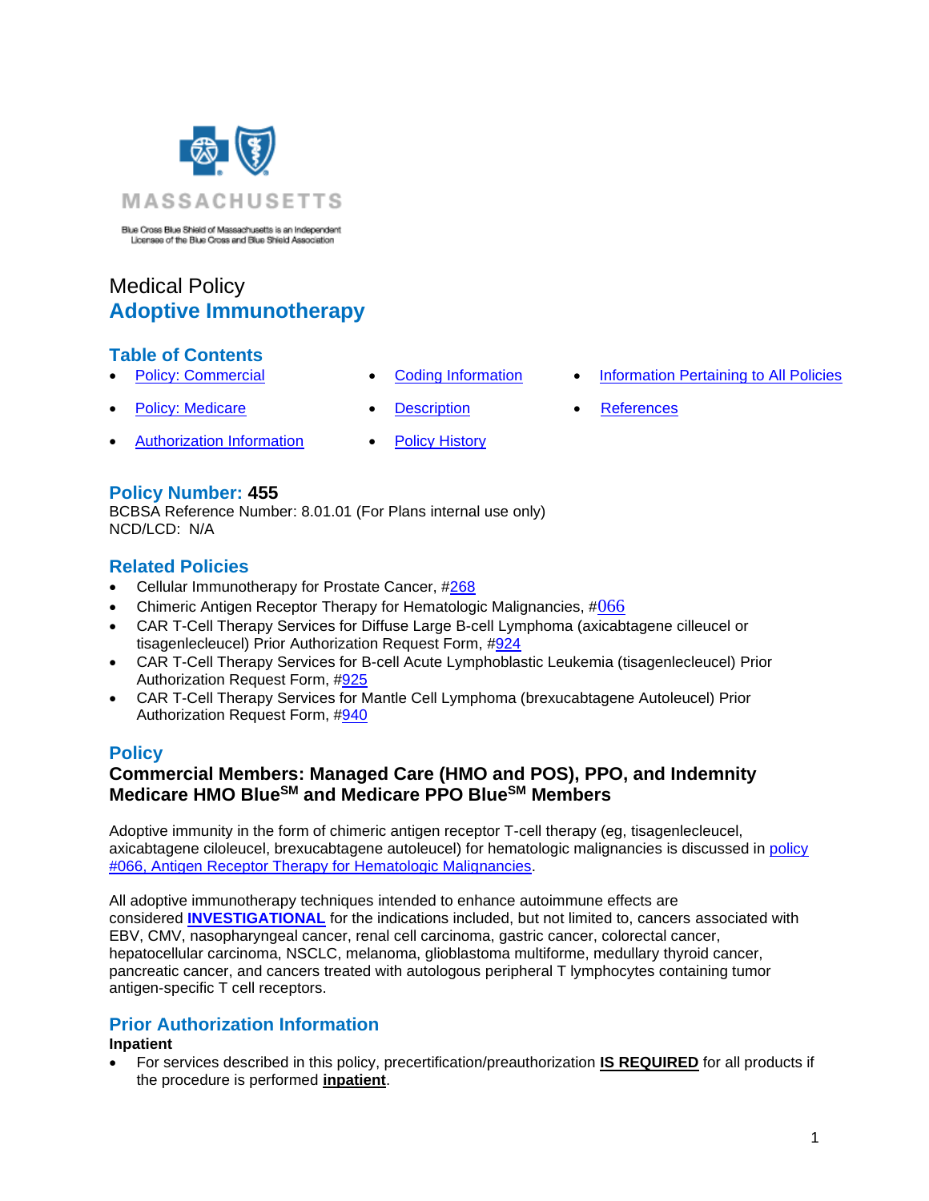MASSACHUSETTS

Blue Cross Blue Shield of Massachusetts is an Independent Licensee of the Blue Cross and Blue Shield Association

# Medical Policy
# Adoptive Immunotherapy

## Table of Contents

- Policy: Commercial
- Policy: Medicare
- Authorization Information
- Coding Information
- Description
- Policy History
- Information Pertaining to All Policies
- References

## Policy Number: 455

BCBSA Reference Number: 8.01.01 (For Plans internal use only)
NCD/LCD: N/A

## Related Policies

- Cellular Immunotherapy for Prostate Cancer, #268
- Chimeric Antigen Receptor Therapy for Hematologic Malignancies, #066
- CAR T-Cell Therapy Services for Diffuse Large B-cell Lymphoma (axicabtagene cilleucel or tisagenlecleucel) Prior Authorization Request Form, #924
- CAR T-Cell Therapy Services for B-cell Acute Lymphoblastic Leukemia (tisagenlecleucel) Prior Authorization Request Form, #925
- CAR T-Cell Therapy Services for Mantle Cell Lymphoma (brexucabtagene Autoleucel) Prior Authorization Request Form, #940

## Policy

### Commercial Members: Managed Care (HMO and POS), PPO, and Indemnity Medicare HMO Blue$^{SM}$ and Medicare PPO Blue$^{SM}$ Members

Adoptive immunity in the form of chimeric antigen receptor T-cell therapy (eg, tisagenlecleucel, axicabtagene ciloleucel, brexucabtagene autoleucel) for hematologic malignancies is discussed in policy #066, Antigen Receptor Therapy for Hematologic Malignancies.

All adoptive immunotherapy techniques intended to enhance autoimmune effects are considered **INVESTIGATIONAL** for the indications included, but not limited to, cancers associated with EBV, CMV, nasopharyngeal cancer, renal cell carcinoma, gastric cancer, colorectal cancer, hepatocellular carcinoma, NSCLC, melanoma, glioblastoma multiforme, medullary thyroid cancer, pancreatic cancer, and cancers treated with autologous peripheral T lymphocytes containing tumor antigen-specific T cell receptors.

## Prior Authorization Information

**Inpatient**

- For services described in this policy, precertification/preauthorization **IS REQUIRED** for all products if the procedure is performed **inpatient**.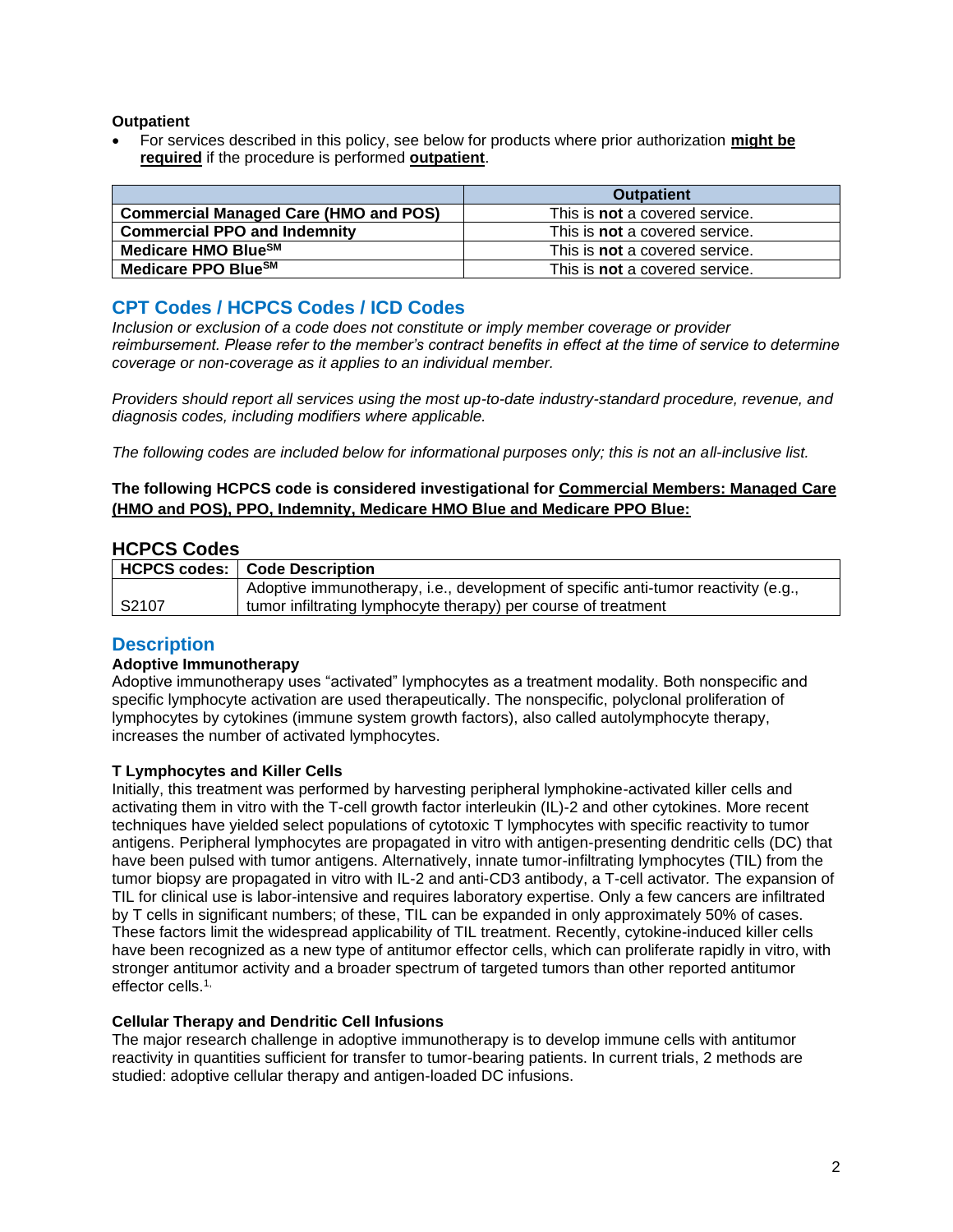**Outpatient**

- For services described in this policy, see below for products where prior authorization **might be required** if the procedure is performed **outpatient**.

| | Outpatient |
|---|---|
| **Commercial Managed Care (HMO and POS)** | This is **not** a covered service. |
| **Commercial PPO and Indemnity** | This is **not** a covered service. |
| **Medicare HMO Blue℠** | This is **not** a covered service. |
| **Medicare PPO Blue℠** | This is **not** a covered service. |

## CPT Codes / HCPCS Codes / ICD Codes

*Inclusion or exclusion of a code does not constitute or imply member coverage or provider reimbursement. Please refer to the member's contract benefits in effect at the time of service to determine coverage or non-coverage as it applies to an individual member.*

*Providers should report all services using the most up-to-date industry-standard procedure, revenue, and diagnosis codes, including modifiers where applicable.*

*The following codes are included below for informational purposes only; this is not an all-inclusive list.*

**The following HCPCS code is considered investigational for Commercial Members: Managed Care (HMO and POS), PPO, Indemnity, Medicare HMO Blue and Medicare PPO Blue:**

### HCPCS Codes

| HCPCS codes: | Code Description |
|---|---|
| S2107 | Adoptive immunotherapy, i.e., development of specific anti-tumor reactivity (e.g., tumor infiltrating lymphocyte therapy) per course of treatment |

## Description

**Adoptive Immunotherapy**

Adoptive immunotherapy uses "activated" lymphocytes as a treatment modality. Both nonspecific and specific lymphocyte activation are used therapeutically. The nonspecific, polyclonal proliferation of lymphocytes by cytokines (immune system growth factors), also called autolymphocyte therapy, increases the number of activated lymphocytes.

**T Lymphocytes and Killer Cells**

Initially, this treatment was performed by harvesting peripheral lymphokine-activated killer cells and activating them in vitro with the T-cell growth factor interleukin (IL)-2 and other cytokines. More recent techniques have yielded select populations of cytotoxic T lymphocytes with specific reactivity to tumor antigens. Peripheral lymphocytes are propagated in vitro with antigen-presenting dendritic cells (DC) that have been pulsed with tumor antigens. Alternatively, innate tumor-infiltrating lymphocytes (TIL) from the tumor biopsy are propagated in vitro with IL-2 and anti-CD3 antibody, a T-cell activator. The expansion of TIL for clinical use is labor-intensive and requires laboratory expertise. Only a few cancers are infiltrated by T cells in significant numbers; of these, TIL can be expanded in only approximately 50% of cases. These factors limit the widespread applicability of TIL treatment. Recently, cytokine-induced killer cells have been recognized as a new type of antitumor effector cells, which can proliferate rapidly in vitro, with stronger antitumor activity and a broader spectrum of targeted tumors than other reported antitumor effector cells.[1,]

**Cellular Therapy and Dendritic Cell Infusions**

The major research challenge in adoptive immunotherapy is to develop immune cells with antitumor reactivity in quantities sufficient for transfer to tumor-bearing patients. In current trials, 2 methods are studied: adoptive cellular therapy and antigen-loaded DC infusions.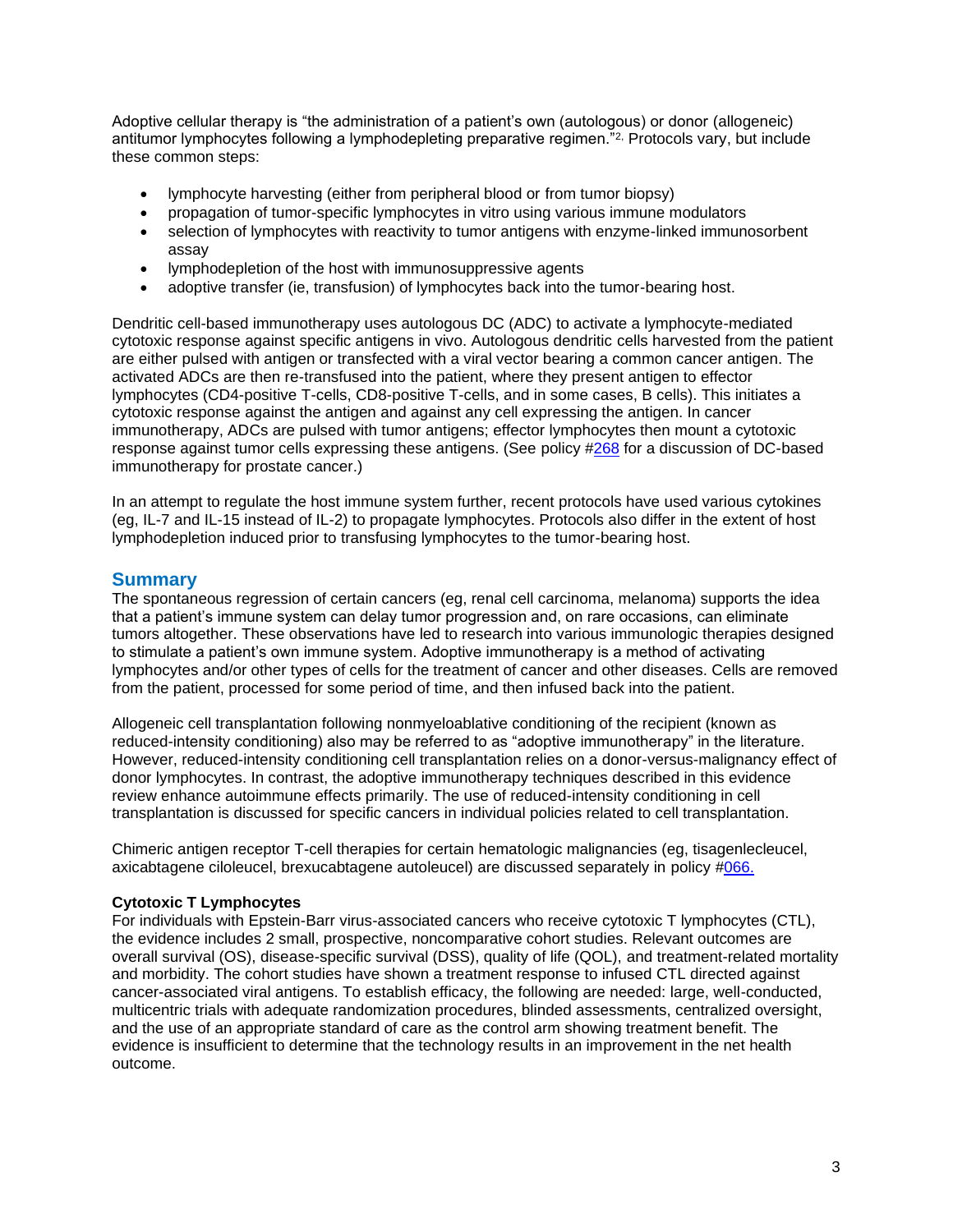Adoptive cellular therapy is "the administration of a patient's own (autologous) or donor (allogeneic) antitumor lymphocytes following a lymphodepleting preparative regimen."[2,] Protocols vary, but include these common steps:

- lymphocyte harvesting (either from peripheral blood or from tumor biopsy)
- propagation of tumor-specific lymphocytes in vitro using various immune modulators
- selection of lymphocytes with reactivity to tumor antigens with enzyme-linked immunosorbent assay
- lymphodepletion of the host with immunosuppressive agents
- adoptive transfer (ie, transfusion) of lymphocytes back into the tumor-bearing host.

Dendritic cell-based immunotherapy uses autologous DC (ADC) to activate a lymphocyte-mediated cytotoxic response against specific antigens in vivo. Autologous dendritic cells harvested from the patient are either pulsed with antigen or transfected with a viral vector bearing a common cancer antigen. The activated ADCs are then re-transfused into the patient, where they present antigen to effector lymphocytes (CD4-positive T-cells, CD8-positive T-cells, and in some cases, B cells). This initiates a cytotoxic response against the antigen and against any cell expressing the antigen. In cancer immunotherapy, ADCs are pulsed with tumor antigens; effector lymphocytes then mount a cytotoxic response against tumor cells expressing these antigens. (See policy #268 for a discussion of DC-based immunotherapy for prostate cancer.)

In an attempt to regulate the host immune system further, recent protocols have used various cytokines (eg, IL-7 and IL-15 instead of IL-2) to propagate lymphocytes. Protocols also differ in the extent of host lymphodepletion induced prior to transfusing lymphocytes to the tumor-bearing host.

## Summary

The spontaneous regression of certain cancers (eg, renal cell carcinoma, melanoma) supports the idea that a patient's immune system can delay tumor progression and, on rare occasions, can eliminate tumors altogether. These observations have led to research into various immunologic therapies designed to stimulate a patient's own immune system. Adoptive immunotherapy is a method of activating lymphocytes and/or other types of cells for the treatment of cancer and other diseases. Cells are removed from the patient, processed for some period of time, and then infused back into the patient.

Allogeneic cell transplantation following nonmyeloablative conditioning of the recipient (known as reduced-intensity conditioning) also may be referred to as "adoptive immunotherapy" in the literature. However, reduced-intensity conditioning cell transplantation relies on a donor-versus-malignancy effect of donor lymphocytes. In contrast, the adoptive immunotherapy techniques described in this evidence review enhance autoimmune effects primarily. The use of reduced-intensity conditioning in cell transplantation is discussed for specific cancers in individual policies related to cell transplantation.

Chimeric antigen receptor T-cell therapies for certain hematologic malignancies (eg, tisagenlecleucel, axicabtagene ciloleucel, brexucabtagene autoleucel) are discussed separately in policy #066.

**Cytotoxic T Lymphocytes**

For individuals with Epstein-Barr virus-associated cancers who receive cytotoxic T lymphocytes (CTL), the evidence includes 2 small, prospective, noncomparative cohort studies. Relevant outcomes are overall survival (OS), disease-specific survival (DSS), quality of life (QOL), and treatment-related mortality and morbidity. The cohort studies have shown a treatment response to infused CTL directed against cancer-associated viral antigens. To establish efficacy, the following are needed: large, well-conducted, multicentric trials with adequate randomization procedures, blinded assessments, centralized oversight, and the use of an appropriate standard of care as the control arm showing treatment benefit. The evidence is insufficient to determine that the technology results in an improvement in the net health outcome.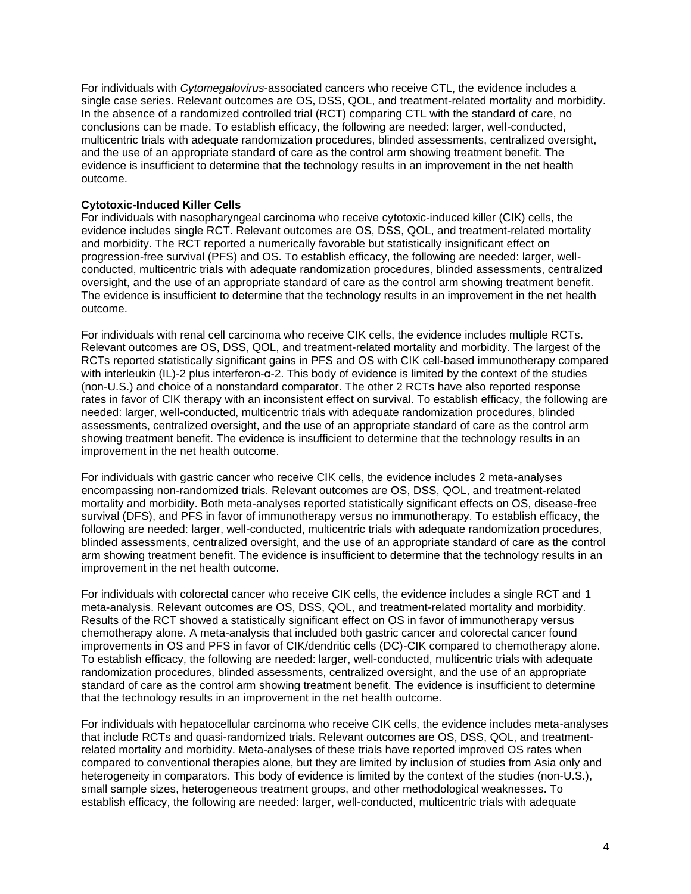For individuals with *Cytomegalovirus*-associated cancers who receive CTL, the evidence includes a single case series. Relevant outcomes are OS, DSS, QOL, and treatment-related mortality and morbidity. In the absence of a randomized controlled trial (RCT) comparing CTL with the standard of care, no conclusions can be made. To establish efficacy, the following are needed: larger, well-conducted, multicentric trials with adequate randomization procedures, blinded assessments, centralized oversight, and the use of an appropriate standard of care as the control arm showing treatment benefit. The evidence is insufficient to determine that the technology results in an improvement in the net health outcome.

**Cytotoxic-Induced Killer Cells**

For individuals with nasopharyngeal carcinoma who receive cytotoxic-induced killer (CIK) cells, the evidence includes single RCT. Relevant outcomes are OS, DSS, QOL, and treatment-related mortality and morbidity. The RCT reported a numerically favorable but statistically insignificant effect on progression-free survival (PFS) and OS. To establish efficacy, the following are needed: larger, well-conducted, multicentric trials with adequate randomization procedures, blinded assessments, centralized oversight, and the use of an appropriate standard of care as the control arm showing treatment benefit. The evidence is insufficient to determine that the technology results in an improvement in the net health outcome.

For individuals with renal cell carcinoma who receive CIK cells, the evidence includes multiple RCTs. Relevant outcomes are OS, DSS, QOL, and treatment-related mortality and morbidity. The largest of the RCTs reported statistically significant gains in PFS and OS with CIK cell-based immunotherapy compared with interleukin (IL)-2 plus interferon-α-2. This body of evidence is limited by the context of the studies (non-U.S.) and choice of a nonstandard comparator. The other 2 RCTs have also reported response rates in favor of CIK therapy with an inconsistent effect on survival. To establish efficacy, the following are needed: larger, well-conducted, multicentric trials with adequate randomization procedures, blinded assessments, centralized oversight, and the use of an appropriate standard of care as the control arm showing treatment benefit. The evidence is insufficient to determine that the technology results in an improvement in the net health outcome.

For individuals with gastric cancer who receive CIK cells, the evidence includes 2 meta-analyses encompassing non-randomized trials. Relevant outcomes are OS, DSS, QOL, and treatment-related mortality and morbidity. Both meta-analyses reported statistically significant effects on OS, disease-free survival (DFS), and PFS in favor of immunotherapy versus no immunotherapy. To establish efficacy, the following are needed: larger, well-conducted, multicentric trials with adequate randomization procedures, blinded assessments, centralized oversight, and the use of an appropriate standard of care as the control arm showing treatment benefit. The evidence is insufficient to determine that the technology results in an improvement in the net health outcome.

For individuals with colorectal cancer who receive CIK cells, the evidence includes a single RCT and 1 meta-analysis. Relevant outcomes are OS, DSS, QOL, and treatment-related mortality and morbidity. Results of the RCT showed a statistically significant effect on OS in favor of immunotherapy versus chemotherapy alone. A meta-analysis that included both gastric cancer and colorectal cancer found improvements in OS and PFS in favor of CIK/dendritic cells (DC)-CIK compared to chemotherapy alone. To establish efficacy, the following are needed: larger, well-conducted, multicentric trials with adequate randomization procedures, blinded assessments, centralized oversight, and the use of an appropriate standard of care as the control arm showing treatment benefit. The evidence is insufficient to determine that the technology results in an improvement in the net health outcome.

For individuals with hepatocellular carcinoma who receive CIK cells, the evidence includes meta-analyses that include RCTs and quasi-randomized trials. Relevant outcomes are OS, DSS, QOL, and treatment-related mortality and morbidity. Meta-analyses of these trials have reported improved OS rates when compared to conventional therapies alone, but they are limited by inclusion of studies from Asia only and heterogeneity in comparators. This body of evidence is limited by the context of the studies (non-U.S.), small sample sizes, heterogeneous treatment groups, and other methodological weaknesses. To establish efficacy, the following are needed: larger, well-conducted, multicentric trials with adequate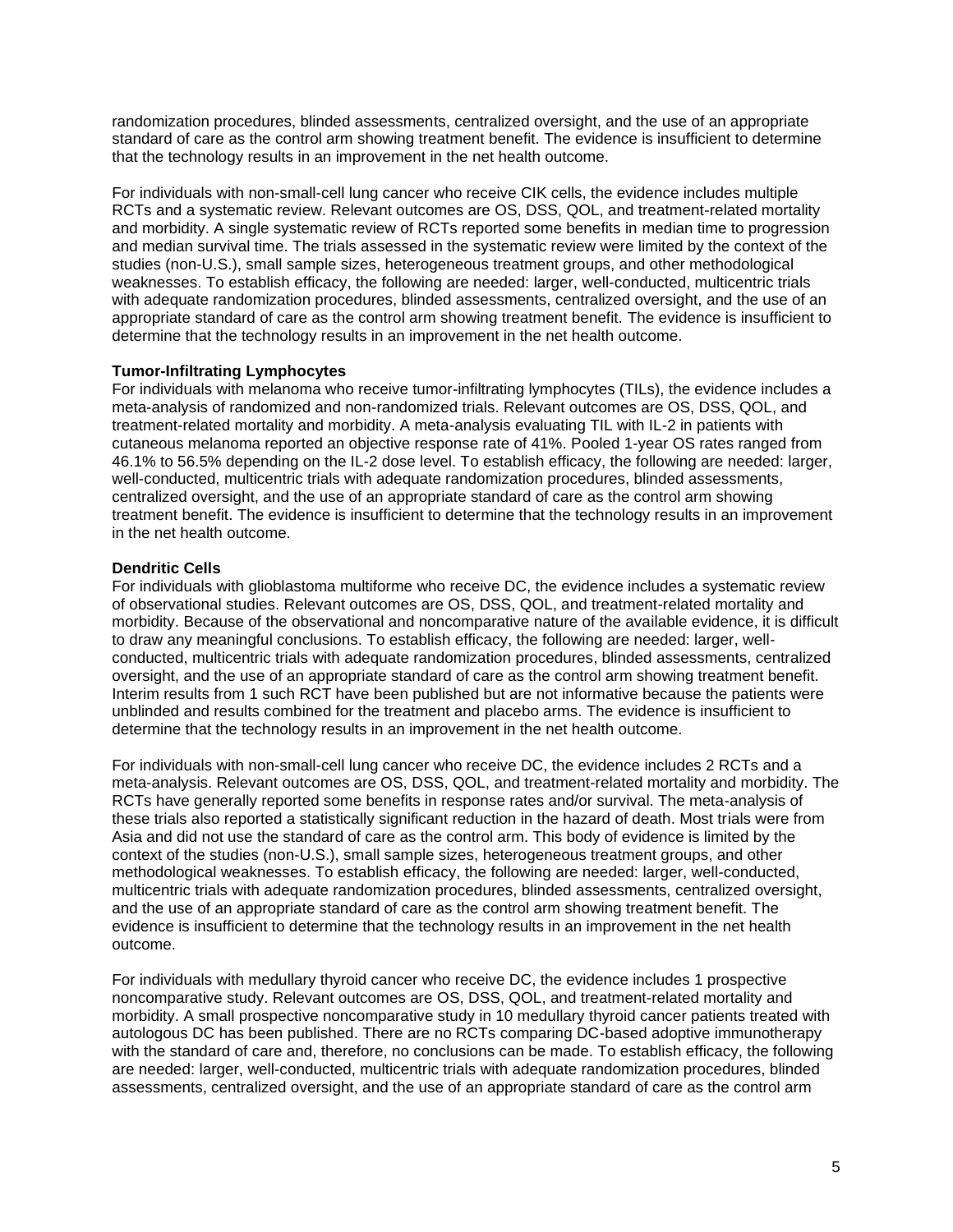randomization procedures, blinded assessments, centralized oversight, and the use of an appropriate standard of care as the control arm showing treatment benefit. The evidence is insufficient to determine that the technology results in an improvement in the net health outcome.

For individuals with non-small-cell lung cancer who receive CIK cells, the evidence includes multiple RCTs and a systematic review. Relevant outcomes are OS, DSS, QOL, and treatment-related mortality and morbidity. A single systematic review of RCTs reported some benefits in median time to progression and median survival time. The trials assessed in the systematic review were limited by the context of the studies (non-U.S.), small sample sizes, heterogeneous treatment groups, and other methodological weaknesses. To establish efficacy, the following are needed: larger, well-conducted, multicentric trials with adequate randomization procedures, blinded assessments, centralized oversight, and the use of an appropriate standard of care as the control arm showing treatment benefit. The evidence is insufficient to determine that the technology results in an improvement in the net health outcome.

**Tumor-Infiltrating Lymphocytes**

For individuals with melanoma who receive tumor-infiltrating lymphocytes (TILs), the evidence includes a meta-analysis of randomized and non-randomized trials. Relevant outcomes are OS, DSS, QOL, and treatment-related mortality and morbidity. A meta-analysis evaluating TIL with IL-2 in patients with cutaneous melanoma reported an objective response rate of 41%. Pooled 1-year OS rates ranged from 46.1% to 56.5% depending on the IL-2 dose level. To establish efficacy, the following are needed: larger, well-conducted, multicentric trials with adequate randomization procedures, blinded assessments, centralized oversight, and the use of an appropriate standard of care as the control arm showing treatment benefit. The evidence is insufficient to determine that the technology results in an improvement in the net health outcome.

**Dendritic Cells**

For individuals with glioblastoma multiforme who receive DC, the evidence includes a systematic review of observational studies. Relevant outcomes are OS, DSS, QOL, and treatment-related mortality and morbidity. Because of the observational and noncomparative nature of the available evidence, it is difficult to draw any meaningful conclusions. To establish efficacy, the following are needed: larger, well-conducted, multicentric trials with adequate randomization procedures, blinded assessments, centralized oversight, and the use of an appropriate standard of care as the control arm showing treatment benefit. Interim results from 1 such RCT have been published but are not informative because the patients were unblinded and results combined for the treatment and placebo arms. The evidence is insufficient to determine that the technology results in an improvement in the net health outcome.

For individuals with non-small-cell lung cancer who receive DC, the evidence includes 2 RCTs and a meta-analysis. Relevant outcomes are OS, DSS, QOL, and treatment-related mortality and morbidity. The RCTs have generally reported some benefits in response rates and/or survival. The meta-analysis of these trials also reported a statistically significant reduction in the hazard of death. Most trials were from Asia and did not use the standard of care as the control arm. This body of evidence is limited by the context of the studies (non-U.S.), small sample sizes, heterogeneous treatment groups, and other methodological weaknesses. To establish efficacy, the following are needed: larger, well-conducted, multicentric trials with adequate randomization procedures, blinded assessments, centralized oversight, and the use of an appropriate standard of care as the control arm showing treatment benefit. The evidence is insufficient to determine that the technology results in an improvement in the net health outcome.

For individuals with medullary thyroid cancer who receive DC, the evidence includes 1 prospective noncomparative study. Relevant outcomes are OS, DSS, QOL, and treatment-related mortality and morbidity. A small prospective noncomparative study in 10 medullary thyroid cancer patients treated with autologous DC has been published. There are no RCTs comparing DC-based adoptive immunotherapy with the standard of care and, therefore, no conclusions can be made. To establish efficacy, the following are needed: larger, well-conducted, multicentric trials with adequate randomization procedures, blinded assessments, centralized oversight, and the use of an appropriate standard of care as the control arm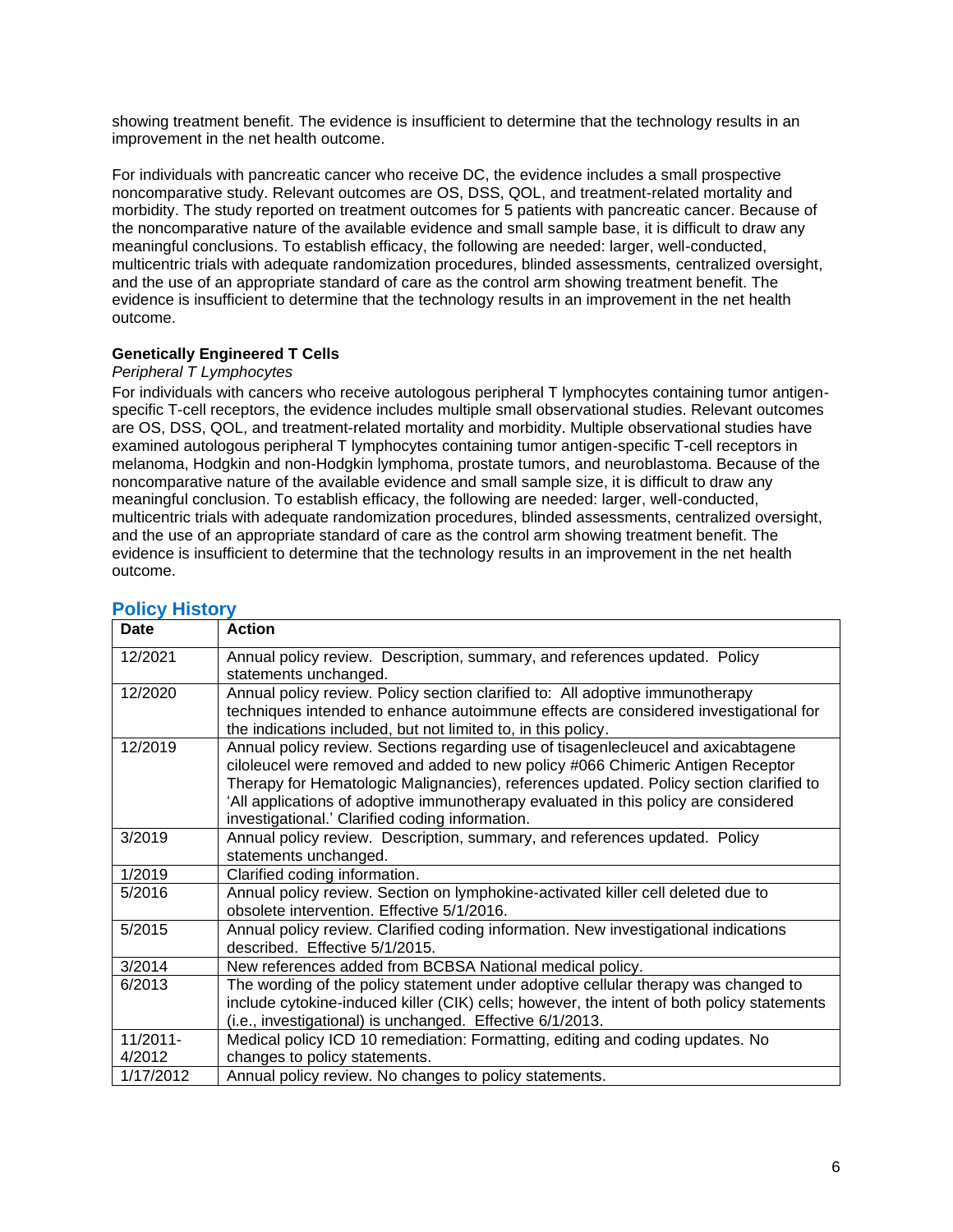showing treatment benefit. The evidence is insufficient to determine that the technology results in an improvement in the net health outcome.

For individuals with pancreatic cancer who receive DC, the evidence includes a small prospective noncomparative study. Relevant outcomes are OS, DSS, QOL, and treatment-related mortality and morbidity. The study reported on treatment outcomes for 5 patients with pancreatic cancer. Because of the noncomparative nature of the available evidence and small sample base, it is difficult to draw any meaningful conclusions. To establish efficacy, the following are needed: larger, well-conducted, multicentric trials with adequate randomization procedures, blinded assessments, centralized oversight, and the use of an appropriate standard of care as the control arm showing treatment benefit. The evidence is insufficient to determine that the technology results in an improvement in the net health outcome.

**Genetically Engineered T Cells**

*Peripheral T Lymphocytes*

For individuals with cancers who receive autologous peripheral T lymphocytes containing tumor antigen-specific T-cell receptors, the evidence includes multiple small observational studies. Relevant outcomes are OS, DSS, QOL, and treatment-related mortality and morbidity. Multiple observational studies have examined autologous peripheral T lymphocytes containing tumor antigen-specific T-cell receptors in melanoma, Hodgkin and non-Hodgkin lymphoma, prostate tumors, and neuroblastoma. Because of the noncomparative nature of the available evidence and small sample size, it is difficult to draw any meaningful conclusion. To establish efficacy, the following are needed: larger, well-conducted, multicentric trials with adequate randomization procedures, blinded assessments, centralized oversight, and the use of an appropriate standard of care as the control arm showing treatment benefit. The evidence is insufficient to determine that the technology results in an improvement in the net health outcome.

## Policy History

| Date | Action |
|---|---|
| 12/2021 | Annual policy review. Description, summary, and references updated. Policy statements unchanged. |
| 12/2020 | Annual policy review. Policy section clarified to: All adoptive immunotherapy techniques intended to enhance autoimmune effects are considered investigational for the indications included, but not limited to, in this policy. |
| 12/2019 | Annual policy review. Sections regarding use of tisagenlecleucel and axicabtagene ciloleucel were removed and added to new policy #066 Chimeric Antigen Receptor Therapy for Hematologic Malignancies), references updated. Policy section clarified to 'All applications of adoptive immunotherapy evaluated in this policy are considered investigational.' Clarified coding information. |
| 3/2019 | Annual policy review. Description, summary, and references updated. Policy statements unchanged. |
| 1/2019 | Clarified coding information. |
| 5/2016 | Annual policy review. Section on lymphokine-activated killer cell deleted due to obsolete intervention. Effective 5/1/2016. |
| 5/2015 | Annual policy review. Clarified coding information. New investigational indications described. Effective 5/1/2015. |
| 3/2014 | New references added from BCBSA National medical policy. |
| 6/2013 | The wording of the policy statement under adoptive cellular therapy was changed to include cytokine-induced killer (CIK) cells; however, the intent of both policy statements (i.e., investigational) is unchanged. Effective 6/1/2013. |
| 11/2011-4/2012 | Medical policy ICD 10 remediation: Formatting, editing and coding updates. No changes to policy statements. |
| 1/17/2012 | Annual policy review. No changes to policy statements. |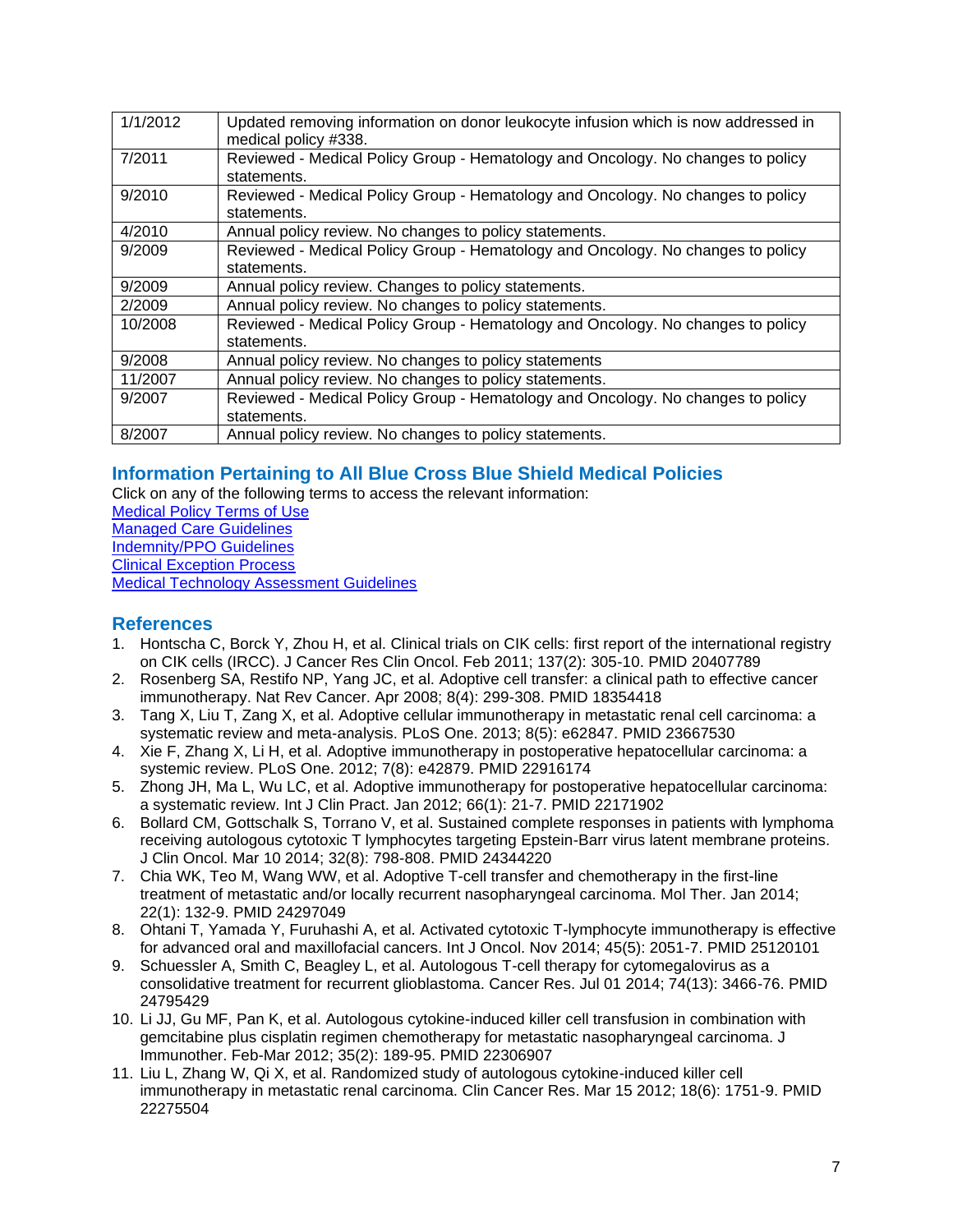| | |
|---|---|
| 1/1/2012 | Updated removing information on donor leukocyte infusion which is now addressed in medical policy #338. |
| 7/2011 | Reviewed - Medical Policy Group - Hematology and Oncology. No changes to policy statements. |
| 9/2010 | Reviewed - Medical Policy Group - Hematology and Oncology. No changes to policy statements. |
| 4/2010 | Annual policy review. No changes to policy statements. |
| 9/2009 | Reviewed - Medical Policy Group - Hematology and Oncology. No changes to policy statements. |
| 9/2009 | Annual policy review. Changes to policy statements. |
| 2/2009 | Annual policy review. No changes to policy statements. |
| 10/2008 | Reviewed - Medical Policy Group - Hematology and Oncology. No changes to policy statements. |
| 9/2008 | Annual policy review. No changes to policy statements |
| 11/2007 | Annual policy review. No changes to policy statements. |
| 9/2007 | Reviewed - Medical Policy Group - Hematology and Oncology. No changes to policy statements. |
| 8/2007 | Annual policy review. No changes to policy statements. |

## Information Pertaining to All Blue Cross Blue Shield Medical Policies

Click on any of the following terms to access the relevant information:

Medical Policy Terms of Use
Managed Care Guidelines
Indemnity/PPO Guidelines
Clinical Exception Process
Medical Technology Assessment Guidelines

## References

1. Hontscha C, Borck Y, Zhou H, et al. Clinical trials on CIK cells: first report of the international registry on CIK cells (IRCC). J Cancer Res Clin Oncol. Feb 2011; 137(2): 305-10. PMID 20407789
2. Rosenberg SA, Restifo NP, Yang JC, et al. Adoptive cell transfer: a clinical path to effective cancer immunotherapy. Nat Rev Cancer. Apr 2008; 8(4): 299-308. PMID 18354418
3. Tang X, Liu T, Zang X, et al. Adoptive cellular immunotherapy in metastatic renal cell carcinoma: a systematic review and meta-analysis. PLoS One. 2013; 8(5): e62847. PMID 23667530
4. Xie F, Zhang X, Li H, et al. Adoptive immunotherapy in postoperative hepatocellular carcinoma: a systemic review. PLoS One. 2012; 7(8): e42879. PMID 22916174
5. Zhong JH, Ma L, Wu LC, et al. Adoptive immunotherapy for postoperative hepatocellular carcinoma: a systematic review. Int J Clin Pract. Jan 2012; 66(1): 21-7. PMID 22171902
6. Bollard CM, Gottschalk S, Torrano V, et al. Sustained complete responses in patients with lymphoma receiving autologous cytotoxic T lymphocytes targeting Epstein-Barr virus latent membrane proteins. J Clin Oncol. Mar 10 2014; 32(8): 798-808. PMID 24344220
7. Chia WK, Teo M, Wang WW, et al. Adoptive T-cell transfer and chemotherapy in the first-line treatment of metastatic and/or locally recurrent nasopharyngeal carcinoma. Mol Ther. Jan 2014; 22(1): 132-9. PMID 24297049
8. Ohtani T, Yamada Y, Furuhashi A, et al. Activated cytotoxic T-lymphocyte immunotherapy is effective for advanced oral and maxillofacial cancers. Int J Oncol. Nov 2014; 45(5): 2051-7. PMID 25120101
9. Schuessler A, Smith C, Beagley L, et al. Autologous T-cell therapy for cytomegalovirus as a consolidative treatment for recurrent glioblastoma. Cancer Res. Jul 01 2014; 74(13): 3466-76. PMID 24795429
10. Li JJ, Gu MF, Pan K, et al. Autologous cytokine-induced killer cell transfusion in combination with gemcitabine plus cisplatin regimen chemotherapy for metastatic nasopharyngeal carcinoma. J Immunother. Feb-Mar 2012; 35(2): 189-95. PMID 22306907
11. Liu L, Zhang W, Qi X, et al. Randomized study of autologous cytokine-induced killer cell immunotherapy in metastatic renal carcinoma. Clin Cancer Res. Mar 15 2012; 18(6): 1751-9. PMID 22275504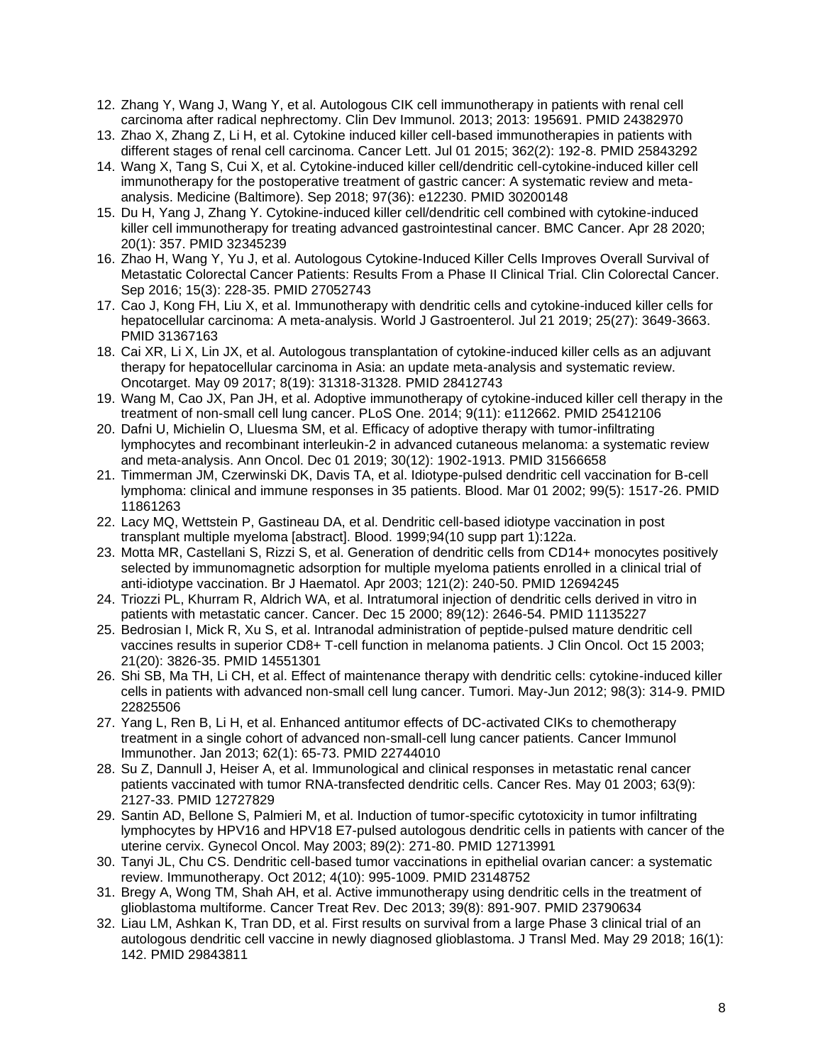12. Zhang Y, Wang J, Wang Y, et al. Autologous CIK cell immunotherapy in patients with renal cell carcinoma after radical nephrectomy. Clin Dev Immunol. 2013; 2013: 195691. PMID 24382970
13. Zhao X, Zhang Z, Li H, et al. Cytokine induced killer cell-based immunotherapies in patients with different stages of renal cell carcinoma. Cancer Lett. Jul 01 2015; 362(2): 192-8. PMID 25843292
14. Wang X, Tang S, Cui X, et al. Cytokine-induced killer cell/dendritic cell-cytokine-induced killer cell immunotherapy for the postoperative treatment of gastric cancer: A systematic review and meta-analysis. Medicine (Baltimore). Sep 2018; 97(36): e12230. PMID 30200148
15. Du H, Yang J, Zhang Y. Cytokine-induced killer cell/dendritic cell combined with cytokine-induced killer cell immunotherapy for treating advanced gastrointestinal cancer. BMC Cancer. Apr 28 2020; 20(1): 357. PMID 32345239
16. Zhao H, Wang Y, Yu J, et al. Autologous Cytokine-Induced Killer Cells Improves Overall Survival of Metastatic Colorectal Cancer Patients: Results From a Phase II Clinical Trial. Clin Colorectal Cancer. Sep 2016; 15(3): 228-35. PMID 27052743
17. Cao J, Kong FH, Liu X, et al. Immunotherapy with dendritic cells and cytokine-induced killer cells for hepatocellular carcinoma: A meta-analysis. World J Gastroenterol. Jul 21 2019; 25(27): 3649-3663. PMID 31367163
18. Cai XR, Li X, Lin JX, et al. Autologous transplantation of cytokine-induced killer cells as an adjuvant therapy for hepatocellular carcinoma in Asia: an update meta-analysis and systematic review. Oncotarget. May 09 2017; 8(19): 31318-31328. PMID 28412743
19. Wang M, Cao JX, Pan JH, et al. Adoptive immunotherapy of cytokine-induced killer cell therapy in the treatment of non-small cell lung cancer. PLoS One. 2014; 9(11): e112662. PMID 25412106
20. Dafni U, Michielin O, Lluesma SM, et al. Efficacy of adoptive therapy with tumor-infiltrating lymphocytes and recombinant interleukin-2 in advanced cutaneous melanoma: a systematic review and meta-analysis. Ann Oncol. Dec 01 2019; 30(12): 1902-1913. PMID 31566658
21. Timmerman JM, Czerwinski DK, Davis TA, et al. Idiotype-pulsed dendritic cell vaccination for B-cell lymphoma: clinical and immune responses in 35 patients. Blood. Mar 01 2002; 99(5): 1517-26. PMID 11861263
22. Lacy MQ, Wettstein P, Gastineau DA, et al. Dendritic cell-based idiotype vaccination in post transplant multiple myeloma [abstract]. Blood. 1999;94(10 supp part 1):122a.
23. Motta MR, Castellani S, Rizzi S, et al. Generation of dendritic cells from CD14+ monocytes positively selected by immunomagnetic adsorption for multiple myeloma patients enrolled in a clinical trial of anti-idiotype vaccination. Br J Haematol. Apr 2003; 121(2): 240-50. PMID 12694245
24. Triozzi PL, Khurram R, Aldrich WA, et al. Intratumoral injection of dendritic cells derived in vitro in patients with metastatic cancer. Cancer. Dec 15 2000; 89(12): 2646-54. PMID 11135227
25. Bedrosian I, Mick R, Xu S, et al. Intranodal administration of peptide-pulsed mature dendritic cell vaccines results in superior CD8+ T-cell function in melanoma patients. J Clin Oncol. Oct 15 2003; 21(20): 3826-35. PMID 14551301
26. Shi SB, Ma TH, Li CH, et al. Effect of maintenance therapy with dendritic cells: cytokine-induced killer cells in patients with advanced non-small cell lung cancer. Tumori. May-Jun 2012; 98(3): 314-9. PMID 22825506
27. Yang L, Ren B, Li H, et al. Enhanced antitumor effects of DC-activated CIKs to chemotherapy treatment in a single cohort of advanced non-small-cell lung cancer patients. Cancer Immunol Immunother. Jan 2013; 62(1): 65-73. PMID 22744010
28. Su Z, Dannull J, Heiser A, et al. Immunological and clinical responses in metastatic renal cancer patients vaccinated with tumor RNA-transfected dendritic cells. Cancer Res. May 01 2003; 63(9): 2127-33. PMID 12727829
29. Santin AD, Bellone S, Palmieri M, et al. Induction of tumor-specific cytotoxicity in tumor infiltrating lymphocytes by HPV16 and HPV18 E7-pulsed autologous dendritic cells in patients with cancer of the uterine cervix. Gynecol Oncol. May 2003; 89(2): 271-80. PMID 12713991
30. Tanyi JL, Chu CS. Dendritic cell-based tumor vaccinations in epithelial ovarian cancer: a systematic review. Immunotherapy. Oct 2012; 4(10): 995-1009. PMID 23148752
31. Bregy A, Wong TM, Shah AH, et al. Active immunotherapy using dendritic cells in the treatment of glioblastoma multiforme. Cancer Treat Rev. Dec 2013; 39(8): 891-907. PMID 23790634
32. Liau LM, Ashkan K, Tran DD, et al. First results on survival from a large Phase 3 clinical trial of an autologous dendritic cell vaccine in newly diagnosed glioblastoma. J Transl Med. May 29 2018; 16(1): 142. PMID 29843811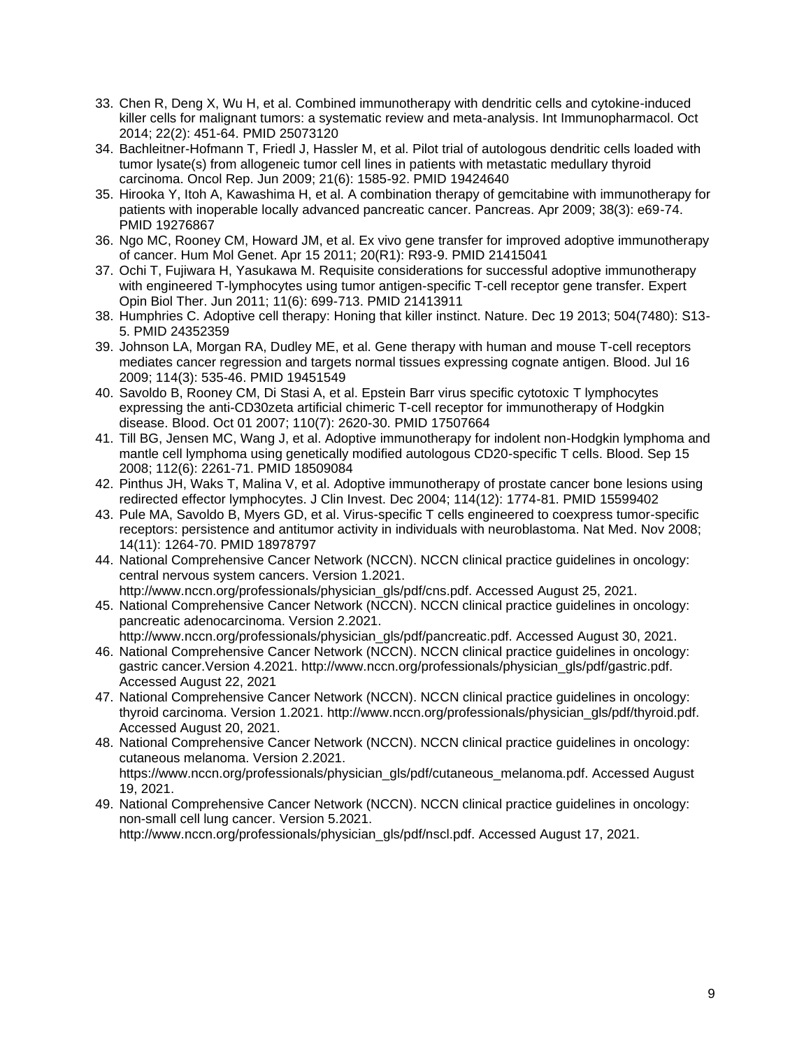33. Chen R, Deng X, Wu H, et al. Combined immunotherapy with dendritic cells and cytokine-induced killer cells for malignant tumors: a systematic review and meta-analysis. Int Immunopharmacol. Oct 2014; 22(2): 451-64. PMID 25073120
34. Bachleitner-Hofmann T, Friedl J, Hassler M, et al. Pilot trial of autologous dendritic cells loaded with tumor lysate(s) from allogeneic tumor cell lines in patients with metastatic medullary thyroid carcinoma. Oncol Rep. Jun 2009; 21(6): 1585-92. PMID 19424640
35. Hirooka Y, Itoh A, Kawashima H, et al. A combination therapy of gemcitabine with immunotherapy for patients with inoperable locally advanced pancreatic cancer. Pancreas. Apr 2009; 38(3): e69-74. PMID 19276867
36. Ngo MC, Rooney CM, Howard JM, et al. Ex vivo gene transfer for improved adoptive immunotherapy of cancer. Hum Mol Genet. Apr 15 2011; 20(R1): R93-9. PMID 21415041
37. Ochi T, Fujiwara H, Yasukawa M. Requisite considerations for successful adoptive immunotherapy with engineered T-lymphocytes using tumor antigen-specific T-cell receptor gene transfer. Expert Opin Biol Ther. Jun 2011; 11(6): 699-713. PMID 21413911
38. Humphries C. Adoptive cell therapy: Honing that killer instinct. Nature. Dec 19 2013; 504(7480): S13-5. PMID 24352359
39. Johnson LA, Morgan RA, Dudley ME, et al. Gene therapy with human and mouse T-cell receptors mediates cancer regression and targets normal tissues expressing cognate antigen. Blood. Jul 16 2009; 114(3): 535-46. PMID 19451549
40. Savoldo B, Rooney CM, Di Stasi A, et al. Epstein Barr virus specific cytotoxic T lymphocytes expressing the anti-CD30zeta artificial chimeric T-cell receptor for immunotherapy of Hodgkin disease. Blood. Oct 01 2007; 110(7): 2620-30. PMID 17507664
41. Till BG, Jensen MC, Wang J, et al. Adoptive immunotherapy for indolent non-Hodgkin lymphoma and mantle cell lymphoma using genetically modified autologous CD20-specific T cells. Blood. Sep 15 2008; 112(6): 2261-71. PMID 18509084
42. Pinthus JH, Waks T, Malina V, et al. Adoptive immunotherapy of prostate cancer bone lesions using redirected effector lymphocytes. J Clin Invest. Dec 2004; 114(12): 1774-81. PMID 15599402
43. Pule MA, Savoldo B, Myers GD, et al. Virus-specific T cells engineered to coexpress tumor-specific receptors: persistence and antitumor activity in individuals with neuroblastoma. Nat Med. Nov 2008; 14(11): 1264-70. PMID 18978797
44. National Comprehensive Cancer Network (NCCN). NCCN clinical practice guidelines in oncology: central nervous system cancers. Version 1.2021. http://www.nccn.org/professionals/physician_gls/pdf/cns.pdf. Accessed August 25, 2021.
45. National Comprehensive Cancer Network (NCCN). NCCN clinical practice guidelines in oncology: pancreatic adenocarcinoma. Version 2.2021. http://www.nccn.org/professionals/physician_gls/pdf/pancreatic.pdf. Accessed August 30, 2021.
46. National Comprehensive Cancer Network (NCCN). NCCN clinical practice guidelines in oncology: gastric cancer.Version 4.2021. http://www.nccn.org/professionals/physician_gls/pdf/gastric.pdf. Accessed August 22, 2021
47. National Comprehensive Cancer Network (NCCN). NCCN clinical practice guidelines in oncology: thyroid carcinoma. Version 1.2021. http://www.nccn.org/professionals/physician_gls/pdf/thyroid.pdf. Accessed August 20, 2021.
48. National Comprehensive Cancer Network (NCCN). NCCN clinical practice guidelines in oncology: cutaneous melanoma. Version 2.2021. https://www.nccn.org/professionals/physician_gls/pdf/cutaneous_melanoma.pdf. Accessed August 19, 2021.
49. National Comprehensive Cancer Network (NCCN). NCCN clinical practice guidelines in oncology: non-small cell lung cancer. Version 5.2021. http://www.nccn.org/professionals/physician_gls/pdf/nscl.pdf. Accessed August 17, 2021.